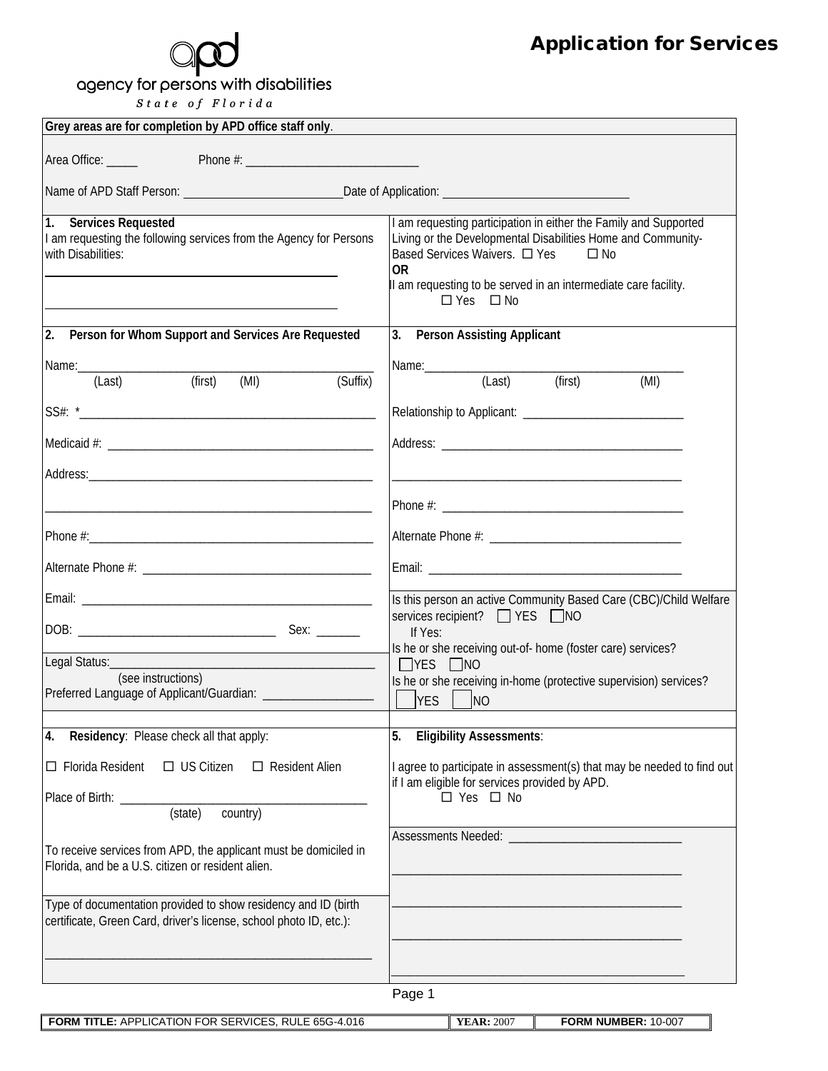# Application for Services

**agency for persons with disabilities**

*State of Florida*

**Grey areas are for completion by APD office staff only**.

Area Office: _____ Phone #: ____________________________

Name of APD Staff Person: __________________________ Date of Application: ______________________________

## 1. Services Requested

I am requesting the following services from the Agency for Persons with Disabilities:

______________________________________________

______________________________________________

I am requesting participation in either the Family and Supported Living or the Developmental Disabilities Home and Community-Based Services Waivers. ☐ Yes ☐ No

**OR**

I am requesting to be served in an intermediate care facility. ☐ Yes ☐ No

## 2. Person for Whom Support and Services Are Requested

Name: ________________________________________________
(Last) (first) (MI) (Suffix)

SS#: *________________________________________________

Medicaid #: ____________________________________________

Address: _______________________________________________

________________________________________________________

Phone #: _______________________________________________

Alternate Phone #: ______________________________________

Email: _________________________________________________

DOB: _________________________________ Sex: _______

Legal Status: ___________________________________________
(see instructions)

Preferred Language of Applicant/Guardian: _________________

## 3. Person Assisting Applicant

Name: ___________________________________________
(Last) (first) (MI)

Relationship to Applicant: __________________________

Address: ________________________________________

_________________________________________________

Phone #: ________________________________________

Alternate Phone #: ________________________________

Email: __________________________________________

Is this person an active Community Based Care (CBC)/Child Welfare services recipient? ☐ YES ☐ NO

If Yes:

Is he or she receiving out-of- home (foster care) services? ☐ YES ☐ NO

Is he or she receiving in-home (protective supervision) services? ☐ YES ☐ NO

## 4. Residency: Please check all that apply:

☐ Florida Resident ☐ US Citizen ☐ Resident Alien

Place of Birth: _______________________________________
(state) country)

To receive services from APD, the applicant must be domiciled in Florida, and be a U.S. citizen or resident alien.

Type of documentation provided to show residency and ID (birth certificate, Green Card, driver's license, school photo ID, etc.):

________________________________________________________

## 5. Eligibility Assessments:

I agree to participate in assessment(s) that may be needed to find out if I am eligible for services provided by APD.
☐ Yes ☐ No

Assessments Needed: ___________________________

_______________________________________________

_______________________________________________

_______________________________________________

_______________________________________________

| FORM TITLE: APPLICATION FOR SERVICES, RULE 65G-4.016 | YEAR: 2007 | FORM NUMBER: 10-007 |
|---|---|---|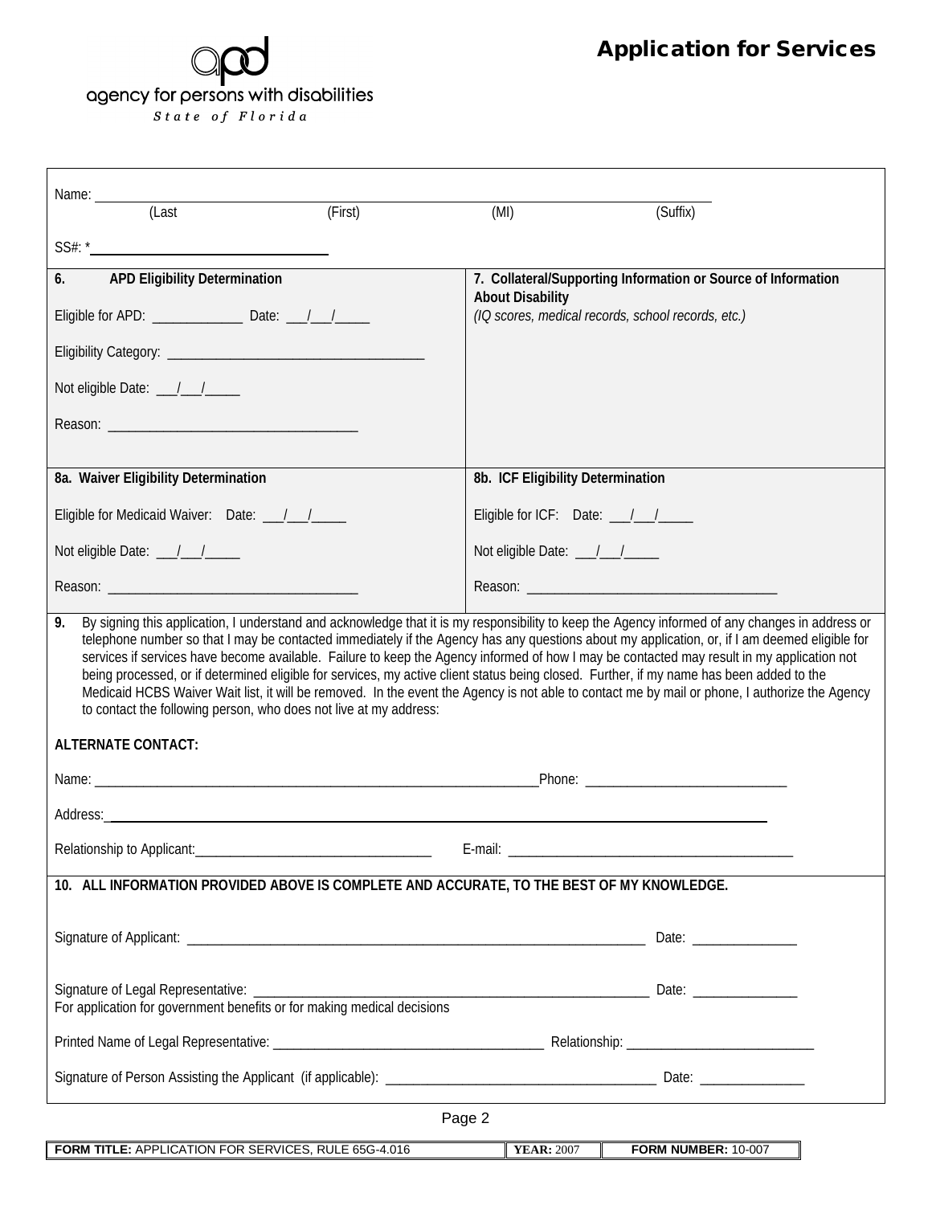agency for persons with disabilities

*State of Florida*

# Application for Services

Name: ______________________________________________
(Last (First) (MI) (Suffix)

SS#: * ____________________

| 6. APD Eligibility Determination | 7. Collateral/Supporting Information or Source of Information About Disability |
|---|---|
| Eligible for APD: _____________ Date: ___/___/_____ | *(IQ scores, medical records, school records, etc.)* |
| Eligibility Category: ____________________________ | |
| Not eligible Date: ___/___/_____ | |
| Reason: ____________________________ | |

| 8a. Waiver Eligibility Determination | 8b. ICF Eligibility Determination |
|---|---|
| Eligible for Medicaid Waiver: Date: ___/___/_____ | Eligible for ICF: Date: ___/___/_____ |
| Not eligible Date: ___/___/_____ | Not eligible Date: ___/___/_____ |
| Reason: ____________________________ | Reason: ____________________________ |

9. By signing this application, I understand and acknowledge that it is my responsibility to keep the Agency informed of any changes in address or telephone number so that I may be contacted immediately if the Agency has any questions about my application, or, if I am deemed eligible for services if services have become available. Failure to keep the Agency informed of how I may be contacted may result in my application not being processed, or if determined eligible for services, my active client status being closed. Further, if my name has been added to the Medicaid HCBS Waiver Wait list, it will be removed. In the event the Agency is not able to contact me by mail or phone, I authorize the Agency to contact the following person, who does not live at my address:

**ALTERNATE CONTACT:**

Name: ______________________________________________ Phone: ____________________

Address: ______________________________________________

Relationship to Applicant: ____________________ E-mail: ____________________

**10. ALL INFORMATION PROVIDED ABOVE IS COMPLETE AND ACCURATE, TO THE BEST OF MY KNOWLEDGE.**

Signature of Applicant: ______________________________________________ Date: ______________

Signature of Legal Representative: ______________________________________ Date: ______________
For application for government benefits or for making medical decisions

Printed Name of Legal Representative: ____________________________ Relationship: ____________________

Signature of Person Assisting the Applicant (if applicable): ____________________________ Date: ______________

| FORM TITLE: APPLICATION FOR SERVICES, RULE 65G-4.016 | YEAR: 2007 | FORM NUMBER: 10-007 |
|---|---|---|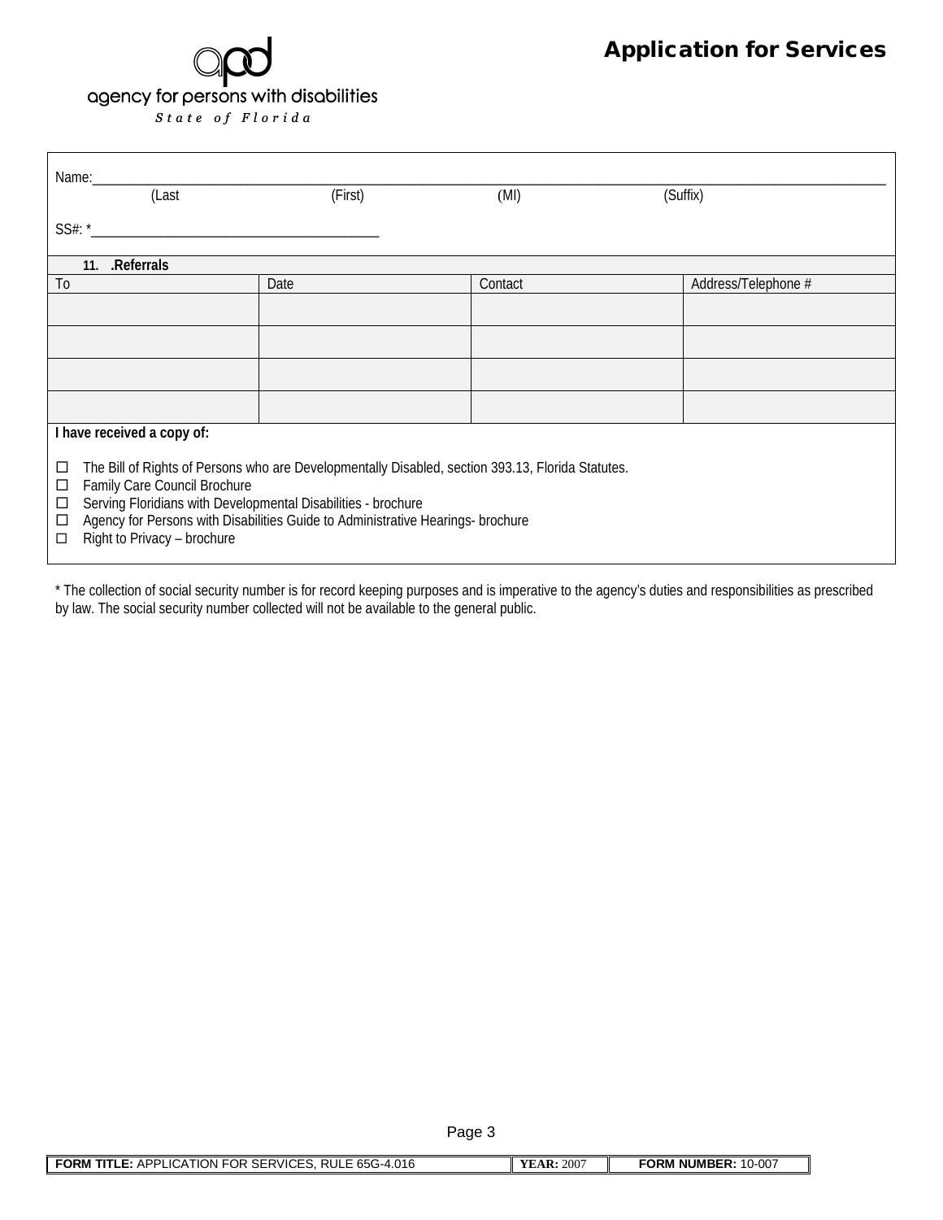agency for persons with disabilities

*State of Florida*

# Application for Services

Name:_______________________________________________________________________________

(Last (First) (MI) (Suffix)

SS#: *_________________________________________

**11. .Referrals**

| To | Date | Contact | Address/Telephone # |
|---|---|---|---|
| | | | |
| | | | |
| | | | |
| | | | |

**I have received a copy of:**

- ☐ The Bill of Rights of Persons who are Developmentally Disabled, section 393.13, Florida Statutes.
- ☐ Family Care Council Brochure
- ☐ Serving Floridians with Developmental Disabilities - brochure
- ☐ Agency for Persons with Disabilities Guide to Administrative Hearings- brochure
- ☐ Right to Privacy – brochure

* The collection of social security number is for record keeping purposes and is imperative to the agency's duties and responsibilities as prescribed by law. The social security number collected will not be available to the general public.

| FORM TITLE: APPLICATION FOR SERVICES, RULE 65G-4.016 | YEAR: 2007 | FORM NUMBER: 10-007 |
|---|---|---|